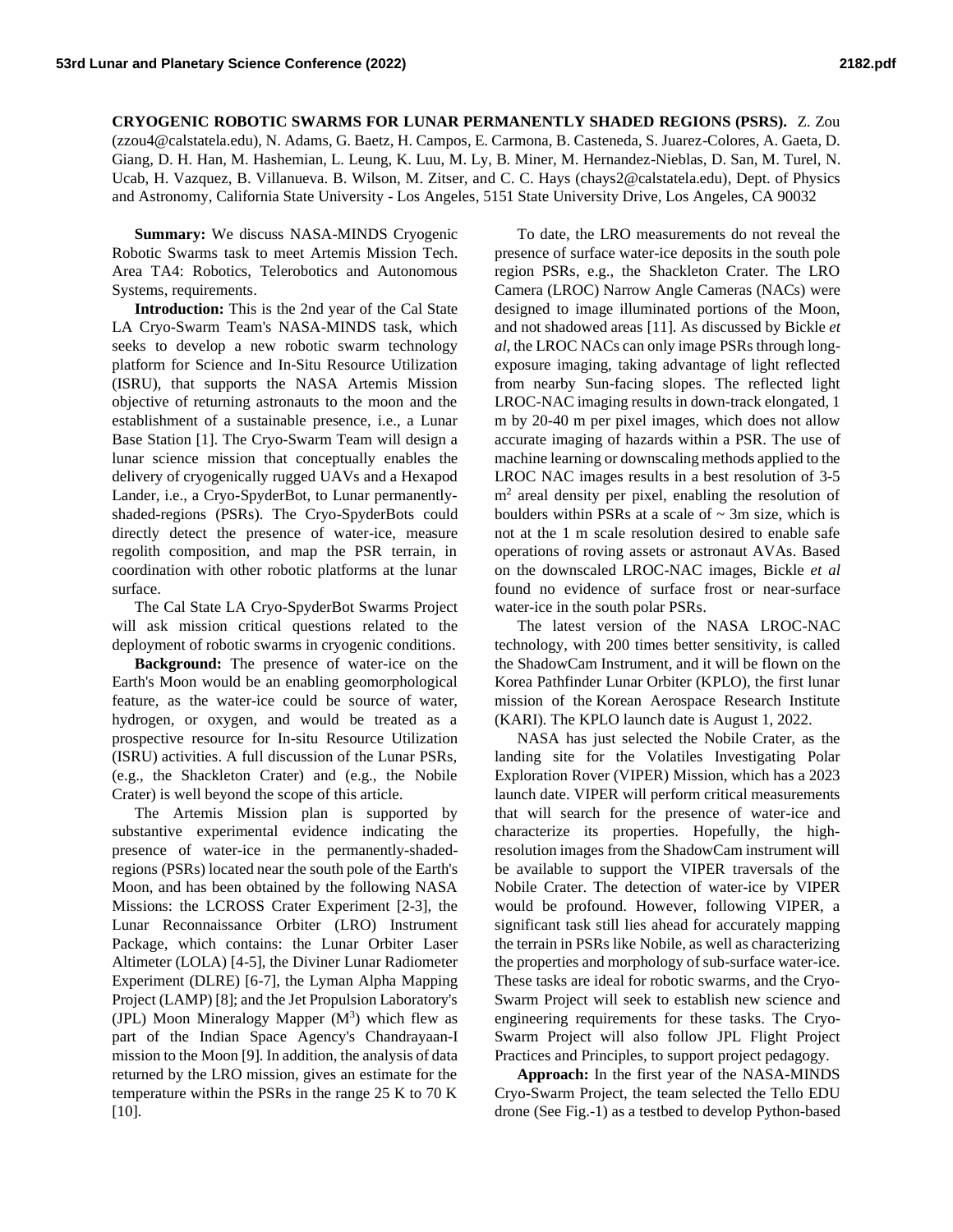**CRYOGENIC ROBOTIC SWARMS FOR LUNAR PERMANENTLY SHADED REGIONS (PSRS).** Z. Zou (zzou4@calstatela.edu), N. Adams, G. Baetz, H. Campos, E. Carmona, B. Casteneda, S. Juarez-Colores, A. Gaeta, D. Giang, D. H. Han, M. Hashemian, L. Leung, K. Luu, M. Ly, B. Miner, M. Hernandez-Nieblas, D. San, M. Turel, N. Ucab, H. Vazquez, B. Villanueva. B. Wilson, M. Zitser, and C. C. Hays (chays2@calstatela.edu), Dept. of Physics and Astronomy, California State University - Los Angeles, 5151 State University Drive, Los Angeles, CA 90032

**Summary:** We discuss NASA-MINDS Cryogenic Robotic Swarms task to meet Artemis Mission Tech. Area TA4: Robotics, Telerobotics and Autonomous Systems, requirements.

**Introduction:** This is the 2nd year of the Cal State LA Cryo-Swarm Team's NASA-MINDS task, which seeks to develop a new robotic swarm technology platform for Science and In-Situ Resource Utilization (ISRU), that supports the NASA Artemis Mission objective of returning astronauts to the moon and the establishment of a sustainable presence, i.e., a Lunar Base Station [1]. The Cryo-Swarm Team will design a lunar science mission that conceptually enables the delivery of cryogenically rugged UAVs and a Hexapod Lander, i.e., a Cryo-SpyderBot, to Lunar permanently-shaded-regions (PSRs). The Cryo-SpyderBots could directly detect the presence of water-ice, measure regolith composition, and map the PSR terrain, in coordination with other robotic platforms at the lunar surface.

The Cal State LA Cryo-SpyderBot Swarms Project will ask mission critical questions related to the deployment of robotic swarms in cryogenic conditions.

**Background:** The presence of water-ice on the Earth's Moon would be an enabling geomorphological feature, as the water-ice could be source of water, hydrogen, or oxygen, and would be treated as a prospective resource for In-situ Resource Utilization (ISRU) activities. A full discussion of the Lunar PSRs, (e.g., the Shackleton Crater) and (e.g., the Nobile Crater) is well beyond the scope of this article.

The Artemis Mission plan is supported by substantive experimental evidence indicating the presence of water-ice in the permanently-shaded-regions (PSRs) located near the south pole of the Earth's Moon, and has been obtained by the following NASA Missions: the LCROSS Crater Experiment [2-3], the Lunar Reconnaissance Orbiter (LRO) Instrument Package, which contains: the Lunar Orbiter Laser Altimeter (LOLA) [4-5], the Diviner Lunar Radiometer Experiment (DLRE) [6-7], the Lyman Alpha Mapping Project (LAMP) [8]; and the Jet Propulsion Laboratory's (JPL) Moon Mineralogy Mapper ($M^3$) which flew as part of the Indian Space Agency's Chandrayaan-I mission to the Moon [9]. In addition, the analysis of data returned by the LRO mission, gives an estimate for the temperature within the PSRs in the range 25 K to 70 K [10].

To date, the LRO measurements do not reveal the presence of surface water-ice deposits in the south pole region PSRs, e.g., the Shackleton Crater. The LRO Camera (LROC) Narrow Angle Cameras (NACs) were designed to image illuminated portions of the Moon, and not shadowed areas [11]. As discussed by Bickle *et al,* the LROC NACs can only image PSRs through long-exposure imaging, taking advantage of light reflected from nearby Sun-facing slopes. The reflected light LROC-NAC imaging results in down-track elongated, 1 m by 20-40 m per pixel images, which does not allow accurate imaging of hazards within a PSR. The use of machine learning or downscaling methods applied to the LROC NAC images results in a best resolution of 3-5 $m^2$ areal density per pixel, enabling the resolution of boulders within PSRs at a scale of ~ 3m size, which is not at the 1 m scale resolution desired to enable safe operations of roving assets or astronaut AVAs. Based on the downscaled LROC-NAC images, Bickle *et al* found no evidence of surface frost or near-surface water-ice in the south polar PSRs.

The latest version of the NASA LROC-NAC technology, with 200 times better sensitivity, is called the ShadowCam Instrument, and it will be flown on the Korea Pathfinder Lunar Orbiter (KPLO), the first lunar mission of the Korean Aerospace Research Institute (KARI). The KPLO launch date is August 1, 2022.

NASA has just selected the Nobile Crater, as the landing site for the Volatiles Investigating Polar Exploration Rover (VIPER) Mission, which has a 2023 launch date. VIPER will perform critical measurements that will search for the presence of water-ice and characterize its properties. Hopefully, the high-resolution images from the ShadowCam instrument will be available to support the VIPER traversals of the Nobile Crater. The detection of water-ice by VIPER would be profound. However, following VIPER, a significant task still lies ahead for accurately mapping the terrain in PSRs like Nobile, as well as characterizing the properties and morphology of sub-surface water-ice. These tasks are ideal for robotic swarms, and the Cryo-Swarm Project will seek to establish new science and engineering requirements for these tasks. The Cryo-Swarm Project will also follow JPL Flight Project Practices and Principles, to support project pedagogy.

**Approach:** In the first year of the NASA-MINDS Cryo-Swarm Project, the team selected the Tello EDU drone (See Fig.-1) as a testbed to develop Python-based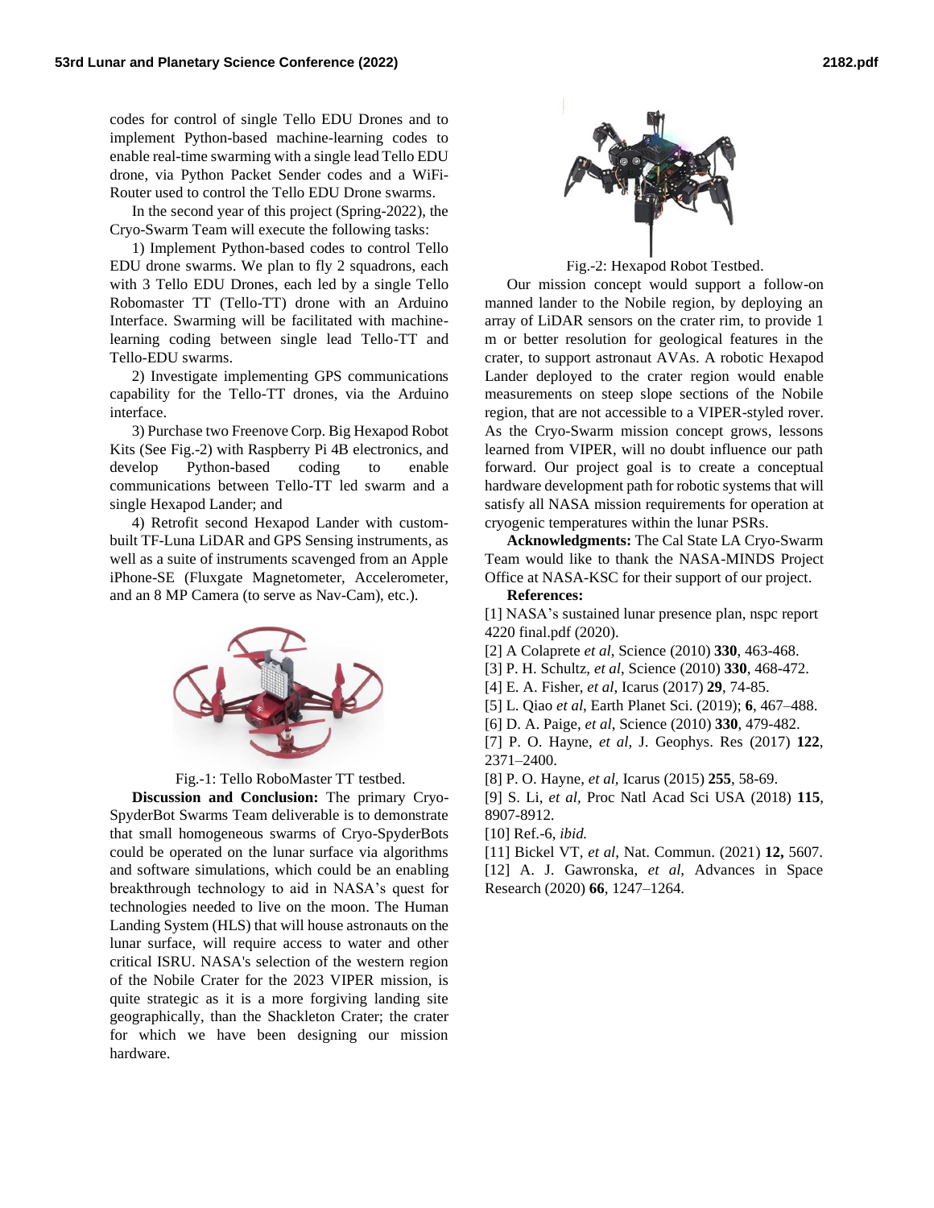codes for control of single Tello EDU Drones and to implement Python-based machine-learning codes to enable real-time swarming with a single lead Tello EDU drone, via Python Packet Sender codes and a WiFi-Router used to control the Tello EDU Drone swarms.

In the second year of this project (Spring-2022), the Cryo-Swarm Team will execute the following tasks:

1) Implement Python-based codes to control Tello EDU drone swarms. We plan to fly 2 squadrons, each with 3 Tello EDU Drones, each led by a single Tello Robomaster TT (Tello-TT) drone with an Arduino Interface. Swarming will be facilitated with machine-learning coding between single lead Tello-TT and Tello-EDU swarms.

2) Investigate implementing GPS communications capability for the Tello-TT drones, via the Arduino interface.

3) Purchase two Freenove Corp. Big Hexapod Robot Kits (See Fig.-2) with Raspberry Pi 4B electronics, and develop Python-based coding to enable communications between Tello-TT led swarm and a single Hexapod Lander; and

4) Retrofit second Hexapod Lander with custom-built TF-Luna LiDAR and GPS Sensing instruments, as well as a suite of instruments scavenged from an Apple iPhone-SE (Fluxgate Magnetometer, Accelerometer, and an 8 MP Camera (to serve as Nav-Cam), etc.).

Fig.-1: Tello RoboMaster TT testbed.

**Discussion and Conclusion:** The primary Cryo-SpyderBot Swarms Team deliverable is to demonstrate that small homogeneous swarms of Cryo-SpyderBots could be operated on the lunar surface via algorithms and software simulations, which could be an enabling breakthrough technology to aid in NASA's quest for technologies needed to live on the moon. The Human Landing System (HLS) that will house astronauts on the lunar surface, will require access to water and other critical ISRU. NASA's selection of the western region of the Nobile Crater for the 2023 VIPER mission, is quite strategic as it is a more forgiving landing site geographically, than the Shackleton Crater; the crater for which we have been designing our mission hardware.

Fig.-2: Hexapod Robot Testbed.

Our mission concept would support a follow-on manned lander to the Nobile region, by deploying an array of LiDAR sensors on the crater rim, to provide 1 m or better resolution for geological features in the crater, to support astronaut AVAs. A robotic Hexapod Lander deployed to the crater region would enable measurements on steep slope sections of the Nobile region, that are not accessible to a VIPER-styled rover. As the Cryo-Swarm mission concept grows, lessons learned from VIPER, will no doubt influence our path forward. Our project goal is to create a conceptual hardware development path for robotic systems that will satisfy all NASA mission requirements for operation at cryogenic temperatures within the lunar PSRs.

**Acknowledgments:** The Cal State LA Cryo-Swarm Team would like to thank the NASA-MINDS Project Office at NASA-KSC for their support of our project.

**References:**

[1] NASA's sustained lunar presence plan, nspc report 4220 final.pdf (2020).
[2] A Colaprete *et al*, Science (2010) **330**, 463-468.
[3] P. H. Schultz, *et al*, Science (2010) **330**, 468-472.
[4] E. A. Fisher, *et al*, Icarus (2017) **29**, 74-85.
[5] L. Qiao *et al*, Earth Planet Sci. (2019); **6**, 467–488.
[6] D. A. Paige, *et al*, Science (2010) **330**, 479-482.
[7] P. O. Hayne, *et al*, J. Geophys. Res (2017) **122**, 2371–2400.
[8] P. O. Hayne, *et al*, Icarus (2015) **255**, 58-69.
[9] S. Li, *et al*, Proc Natl Acad Sci USA (2018) **115**, 8907-8912.
[10] Ref.-6, *ibid.*
[11] Bickel VT, *et al*, Nat. Commun. (2021) **12,** 5607.
[12] A. J. Gawronska, *et al*, Advances in Space Research (2020) **66**, 1247–1264.